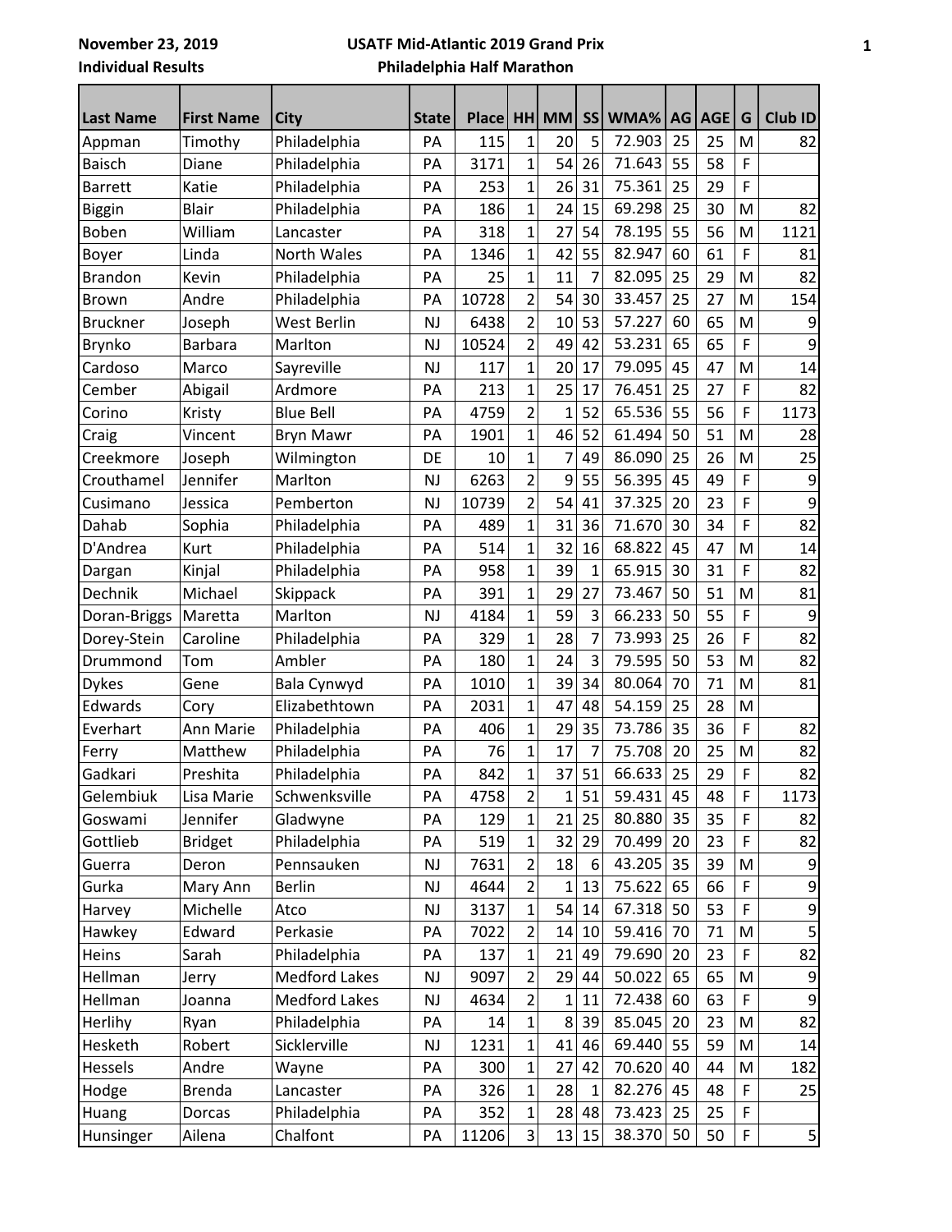November 23, 2019

Individual Results

**USATF Mid-Atlantic 2019 Grand Prix**

**Philadelphia Half Marathon**

| Last Name | First Name | City | State | Place | HH | MM | SS | WMA% | AG | AGE | G | Club ID |
|---|---|---|---|---|---|---|---|---|---|---|---|---|
| Appman | Timothy | Philadelphia | PA | 115 | 1 | 20 | 5 | 72.903 | 25 | 25 | M | 82 |
| Baisch | Diane | Philadelphia | PA | 3171 | 1 | 54 | 26 | 71.643 | 55 | 58 | F | |
| Barrett | Katie | Philadelphia | PA | 253 | 1 | 26 | 31 | 75.361 | 25 | 29 | F | |
| Biggin | Blair | Philadelphia | PA | 186 | 1 | 24 | 15 | 69.298 | 25 | 30 | M | 82 |
| Boben | William | Lancaster | PA | 318 | 1 | 27 | 54 | 78.195 | 55 | 56 | M | 1121 |
| Boyer | Linda | North Wales | PA | 1346 | 1 | 42 | 55 | 82.947 | 60 | 61 | F | 81 |
| Brandon | Kevin | Philadelphia | PA | 25 | 1 | 11 | 7 | 82.095 | 25 | 29 | M | 82 |
| Brown | Andre | Philadelphia | PA | 10728 | 2 | 54 | 30 | 33.457 | 25 | 27 | M | 154 |
| Bruckner | Joseph | West Berlin | NJ | 6438 | 2 | 10 | 53 | 57.227 | 60 | 65 | M | 9 |
| Brynko | Barbara | Marlton | NJ | 10524 | 2 | 49 | 42 | 53.231 | 65 | 65 | F | 9 |
| Cardoso | Marco | Sayreville | NJ | 117 | 1 | 20 | 17 | 79.095 | 45 | 47 | M | 14 |
| Cember | Abigail | Ardmore | PA | 213 | 1 | 25 | 17 | 76.451 | 25 | 27 | F | 82 |
| Corino | Kristy | Blue Bell | PA | 4759 | 2 | 1 | 52 | 65.536 | 55 | 56 | F | 1173 |
| Craig | Vincent | Bryn Mawr | PA | 1901 | 1 | 46 | 52 | 61.494 | 50 | 51 | M | 28 |
| Creekmore | Joseph | Wilmington | DE | 10 | 1 | 7 | 49 | 86.090 | 25 | 26 | M | 25 |
| Crouthamel | Jennifer | Marlton | NJ | 6263 | 2 | 9 | 55 | 56.395 | 45 | 49 | F | 9 |
| Cusimano | Jessica | Pemberton | NJ | 10739 | 2 | 54 | 41 | 37.325 | 20 | 23 | F | 9 |
| Dahab | Sophia | Philadelphia | PA | 489 | 1 | 31 | 36 | 71.670 | 30 | 34 | F | 82 |
| D'Andrea | Kurt | Philadelphia | PA | 514 | 1 | 32 | 16 | 68.822 | 45 | 47 | M | 14 |
| Dargan | Kinjal | Philadelphia | PA | 958 | 1 | 39 | 1 | 65.915 | 30 | 31 | F | 82 |
| Dechnik | Michael | Skippack | PA | 391 | 1 | 29 | 27 | 73.467 | 50 | 51 | M | 81 |
| Doran-Briggs | Maretta | Marlton | NJ | 4184 | 1 | 59 | 3 | 66.233 | 50 | 55 | F | 9 |
| Dorey-Stein | Caroline | Philadelphia | PA | 329 | 1 | 28 | 7 | 73.993 | 25 | 26 | F | 82 |
| Drummond | Tom | Ambler | PA | 180 | 1 | 24 | 3 | 79.595 | 50 | 53 | M | 82 |
| Dykes | Gene | Bala Cynwyd | PA | 1010 | 1 | 39 | 34 | 80.064 | 70 | 71 | M | 81 |
| Edwards | Cory | Elizabethtown | PA | 2031 | 1 | 47 | 48 | 54.159 | 25 | 28 | M | |
| Everhart | Ann Marie | Philadelphia | PA | 406 | 1 | 29 | 35 | 73.786 | 35 | 36 | F | 82 |
| Ferry | Matthew | Philadelphia | PA | 76 | 1 | 17 | 7 | 75.708 | 20 | 25 | M | 82 |
| Gadkari | Preshita | Philadelphia | PA | 842 | 1 | 37 | 51 | 66.633 | 25 | 29 | F | 82 |
| Gelembiuk | Lisa Marie | Schwenksville | PA | 4758 | 2 | 1 | 51 | 59.431 | 45 | 48 | F | 1173 |
| Goswami | Jennifer | Gladwyne | PA | 129 | 1 | 21 | 25 | 80.880 | 35 | 35 | F | 82 |
| Gottlieb | Bridget | Philadelphia | PA | 519 | 1 | 32 | 29 | 70.499 | 20 | 23 | F | 82 |
| Guerra | Deron | Pennsauken | NJ | 7631 | 2 | 18 | 6 | 43.205 | 35 | 39 | M | 9 |
| Gurka | Mary Ann | Berlin | NJ | 4644 | 2 | 1 | 13 | 75.622 | 65 | 66 | F | 9 |
| Harvey | Michelle | Atco | NJ | 3137 | 1 | 54 | 14 | 67.318 | 50 | 53 | F | 9 |
| Hawkey | Edward | Perkasie | PA | 7022 | 2 | 14 | 10 | 59.416 | 70 | 71 | M | 5 |
| Heins | Sarah | Philadelphia | PA | 137 | 1 | 21 | 49 | 79.690 | 20 | 23 | F | 82 |
| Hellman | Jerry | Medford Lakes | NJ | 9097 | 2 | 29 | 44 | 50.022 | 65 | 65 | M | 9 |
| Hellman | Joanna | Medford Lakes | NJ | 4634 | 2 | 1 | 11 | 72.438 | 60 | 63 | F | 9 |
| Herlihy | Ryan | Philadelphia | PA | 14 | 1 | 8 | 39 | 85.045 | 20 | 23 | M | 82 |
| Hesketh | Robert | Sicklerville | NJ | 1231 | 1 | 41 | 46 | 69.440 | 55 | 59 | M | 14 |
| Hessels | Andre | Wayne | PA | 300 | 1 | 27 | 42 | 70.620 | 40 | 44 | M | 182 |
| Hodge | Brenda | Lancaster | PA | 326 | 1 | 28 | 1 | 82.276 | 45 | 48 | F | 25 |
| Huang | Dorcas | Philadelphia | PA | 352 | 1 | 28 | 48 | 73.423 | 25 | 25 | F | |
| Hunsinger | Ailena | Chalfont | PA | 11206 | 3 | 13 | 15 | 38.370 | 50 | 50 | F | 5 |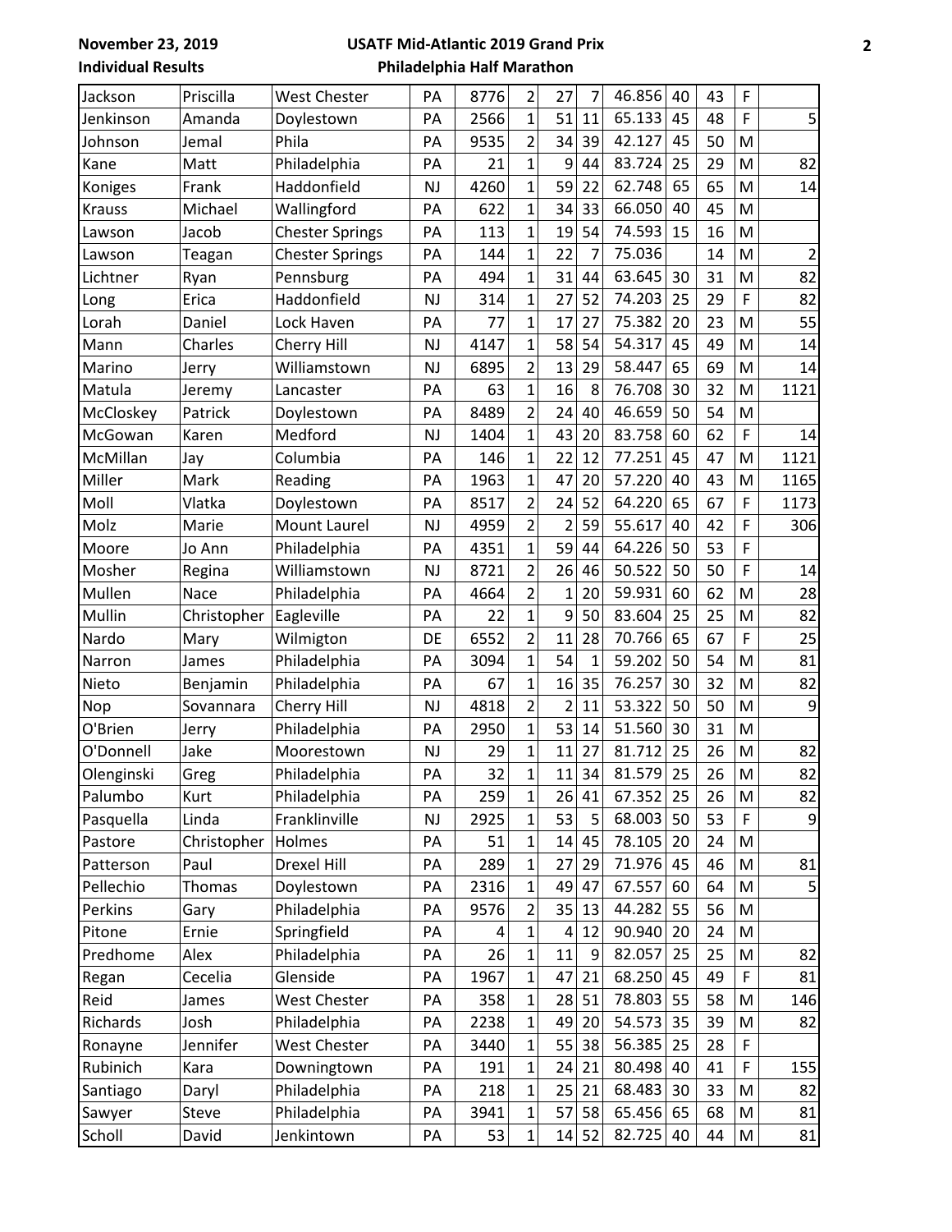November 23, 2019 **USATF Mid-Atlantic 2019 Grand Prix**

**Individual Results** **Philadelphia Half Marathon**

| | | | | | | | | | | | | |
|---|---|---|---|---|---|---|---|---|---|---|---|---|
| Jackson | Priscilla | West Chester | PA | 8776 | 2 | 27 | 7 | 46.856 | 40 | 43 | F | |
| Jenkinson | Amanda | Doylestown | PA | 2566 | 1 | 51 | 11 | 65.133 | 45 | 48 | F | 5 |
| Johnson | Jemal | Phila | PA | 9535 | 2 | 34 | 39 | 42.127 | 45 | 50 | M | |
| Kane | Matt | Philadelphia | PA | 21 | 1 | 9 | 44 | 83.724 | 25 | 29 | M | 82 |
| Koniges | Frank | Haddonfield | NJ | 4260 | 1 | 59 | 22 | 62.748 | 65 | 65 | M | 14 |
| Krauss | Michael | Wallingford | PA | 622 | 1 | 34 | 33 | 66.050 | 40 | 45 | M | |
| Lawson | Jacob | Chester Springs | PA | 113 | 1 | 19 | 54 | 74.593 | 15 | 16 | M | |
| Lawson | Teagan | Chester Springs | PA | 144 | 1 | 22 | 7 | 75.036 | | 14 | M | 2 |
| Lichtner | Ryan | Pennsburg | PA | 494 | 1 | 31 | 44 | 63.645 | 30 | 31 | M | 82 |
| Long | Erica | Haddonfield | NJ | 314 | 1 | 27 | 52 | 74.203 | 25 | 29 | F | 82 |
| Lorah | Daniel | Lock Haven | PA | 77 | 1 | 17 | 27 | 75.382 | 20 | 23 | M | 55 |
| Mann | Charles | Cherry Hill | NJ | 4147 | 1 | 58 | 54 | 54.317 | 45 | 49 | M | 14 |
| Marino | Jerry | Williamstown | NJ | 6895 | 2 | 13 | 29 | 58.447 | 65 | 69 | M | 14 |
| Matula | Jeremy | Lancaster | PA | 63 | 1 | 16 | 8 | 76.708 | 30 | 32 | M | 1121 |
| McCloskey | Patrick | Doylestown | PA | 8489 | 2 | 24 | 40 | 46.659 | 50 | 54 | M | |
| McGowan | Karen | Medford | NJ | 1404 | 1 | 43 | 20 | 83.758 | 60 | 62 | F | 14 |
| McMillan | Jay | Columbia | PA | 146 | 1 | 22 | 12 | 77.251 | 45 | 47 | M | 1121 |
| Miller | Mark | Reading | PA | 1963 | 1 | 47 | 20 | 57.220 | 40 | 43 | M | 1165 |
| Moll | Vlatka | Doylestown | PA | 8517 | 2 | 24 | 52 | 64.220 | 65 | 67 | F | 1173 |
| Molz | Marie | Mount Laurel | NJ | 4959 | 2 | 2 | 59 | 55.617 | 40 | 42 | F | 306 |
| Moore | Jo Ann | Philadelphia | PA | 4351 | 1 | 59 | 44 | 64.226 | 50 | 53 | F | |
| Mosher | Regina | Williamstown | NJ | 8721 | 2 | 26 | 46 | 50.522 | 50 | 50 | F | 14 |
| Mullen | Nace | Philadelphia | PA | 4664 | 2 | 1 | 20 | 59.931 | 60 | 62 | M | 28 |
| Mullin | Christopher | Eagleville | PA | 22 | 1 | 9 | 50 | 83.604 | 25 | 25 | M | 82 |
| Nardo | Mary | Wilmigton | DE | 6552 | 2 | 11 | 28 | 70.766 | 65 | 67 | F | 25 |
| Narron | James | Philadelphia | PA | 3094 | 1 | 54 | 1 | 59.202 | 50 | 54 | M | 81 |
| Nieto | Benjamin | Philadelphia | PA | 67 | 1 | 16 | 35 | 76.257 | 30 | 32 | M | 82 |
| Nop | Sovannara | Cherry Hill | NJ | 4818 | 2 | 2 | 11 | 53.322 | 50 | 50 | M | 9 |
| O'Brien | Jerry | Philadelphia | PA | 2950 | 1 | 53 | 14 | 51.560 | 30 | 31 | M | |
| O'Donnell | Jake | Moorestown | NJ | 29 | 1 | 11 | 27 | 81.712 | 25 | 26 | M | 82 |
| Olenginski | Greg | Philadelphia | PA | 32 | 1 | 11 | 34 | 81.579 | 25 | 26 | M | 82 |
| Palumbo | Kurt | Philadelphia | PA | 259 | 1 | 26 | 41 | 67.352 | 25 | 26 | M | 82 |
| Pasquella | Linda | Franklinville | NJ | 2925 | 1 | 53 | 5 | 68.003 | 50 | 53 | F | 9 |
| Pastore | Christopher | Holmes | PA | 51 | 1 | 14 | 45 | 78.105 | 20 | 24 | M | |
| Patterson | Paul | Drexel Hill | PA | 289 | 1 | 27 | 29 | 71.976 | 45 | 46 | M | 81 |
| Pellechio | Thomas | Doylestown | PA | 2316 | 1 | 49 | 47 | 67.557 | 60 | 64 | M | 5 |
| Perkins | Gary | Philadelphia | PA | 9576 | 2 | 35 | 13 | 44.282 | 55 | 56 | M | |
| Pitone | Ernie | Springfield | PA | 4 | 1 | 4 | 12 | 90.940 | 20 | 24 | M | |
| Predhome | Alex | Philadelphia | PA | 26 | 1 | 11 | 9 | 82.057 | 25 | 25 | M | 82 |
| Regan | Cecelia | Glenside | PA | 1967 | 1 | 47 | 21 | 68.250 | 45 | 49 | F | 81 |
| Reid | James | West Chester | PA | 358 | 1 | 28 | 51 | 78.803 | 55 | 58 | M | 146 |
| Richards | Josh | Philadelphia | PA | 2238 | 1 | 49 | 20 | 54.573 | 35 | 39 | M | 82 |
| Ronayne | Jennifer | West Chester | PA | 3440 | 1 | 55 | 38 | 56.385 | 25 | 28 | F | |
| Rubinich | Kara | Downingtown | PA | 191 | 1 | 24 | 21 | 80.498 | 40 | 41 | F | 155 |
| Santiago | Daryl | Philadelphia | PA | 218 | 1 | 25 | 21 | 68.483 | 30 | 33 | M | 82 |
| Sawyer | Steve | Philadelphia | PA | 3941 | 1 | 57 | 58 | 65.456 | 65 | 68 | M | 81 |
| Scholl | David | Jenkintown | PA | 53 | 1 | 14 | 52 | 82.725 | 40 | 44 | M | 81 |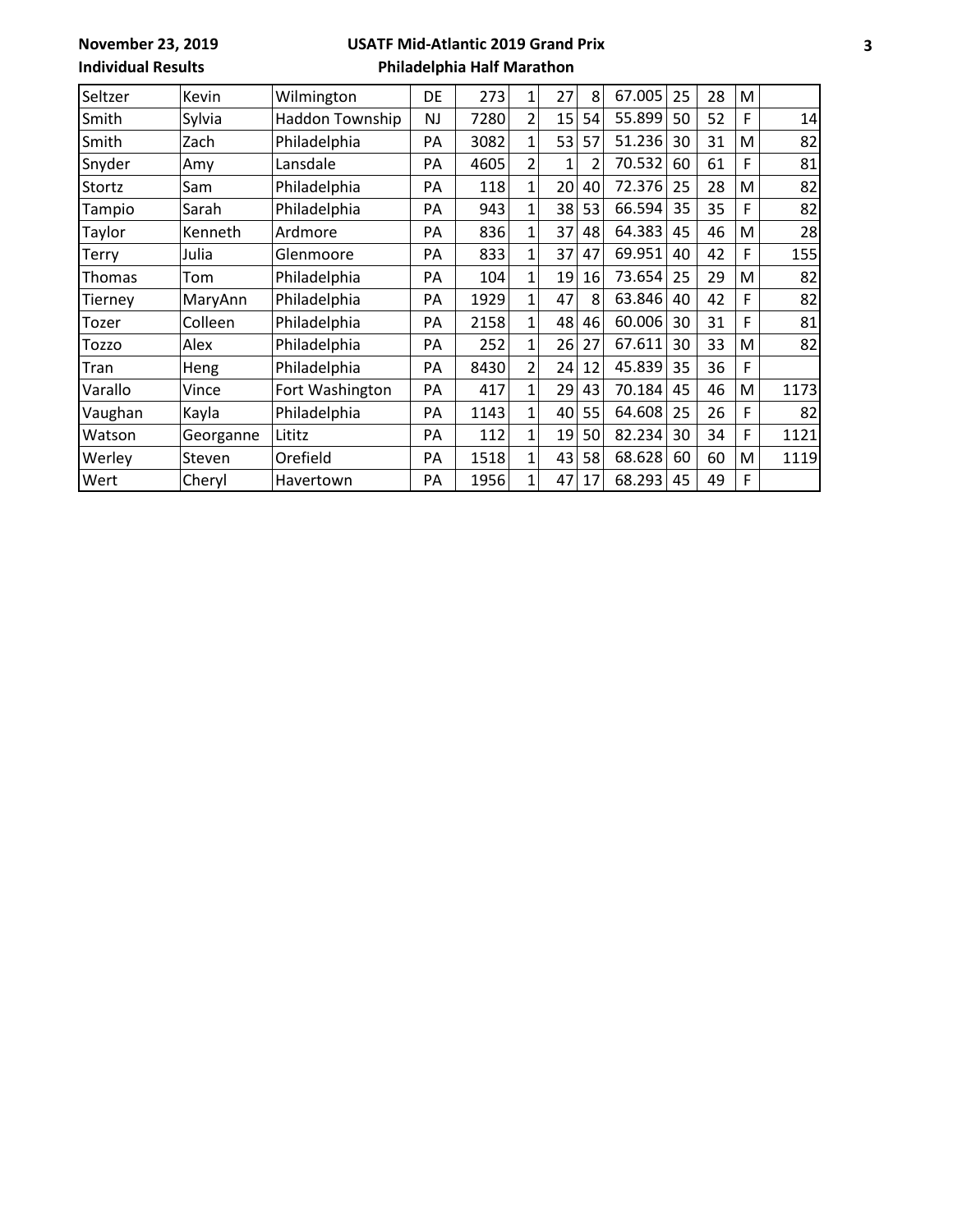**November 23, 2019**
**Individual Results**

**USATF Mid-Atlantic 2019 Grand Prix**
**Philadelphia Half Marathon**

| | | | | | | | | | | | | |
|---|---|---|---|---|---|---|---|---|---|---|---|---|
| Seltzer | Kevin | Wilmington | DE | 273 | 1 | 27 | 8 | 67.005 | 25 | 28 | M | |
| Smith | Sylvia | Haddon Township | NJ | 7280 | 2 | 15 | 54 | 55.899 | 50 | 52 | F | 14 |
| Smith | Zach | Philadelphia | PA | 3082 | 1 | 53 | 57 | 51.236 | 30 | 31 | M | 82 |
| Snyder | Amy | Lansdale | PA | 4605 | 2 | 1 | 2 | 70.532 | 60 | 61 | F | 81 |
| Stortz | Sam | Philadelphia | PA | 118 | 1 | 20 | 40 | 72.376 | 25 | 28 | M | 82 |
| Tampio | Sarah | Philadelphia | PA | 943 | 1 | 38 | 53 | 66.594 | 35 | 35 | F | 82 |
| Taylor | Kenneth | Ardmore | PA | 836 | 1 | 37 | 48 | 64.383 | 45 | 46 | M | 28 |
| Terry | Julia | Glenmoore | PA | 833 | 1 | 37 | 47 | 69.951 | 40 | 42 | F | 155 |
| Thomas | Tom | Philadelphia | PA | 104 | 1 | 19 | 16 | 73.654 | 25 | 29 | M | 82 |
| Tierney | MaryAnn | Philadelphia | PA | 1929 | 1 | 47 | 8 | 63.846 | 40 | 42 | F | 82 |
| Tozer | Colleen | Philadelphia | PA | 2158 | 1 | 48 | 46 | 60.006 | 30 | 31 | F | 81 |
| Tozzo | Alex | Philadelphia | PA | 252 | 1 | 26 | 27 | 67.611 | 30 | 33 | M | 82 |
| Tran | Heng | Philadelphia | PA | 8430 | 2 | 24 | 12 | 45.839 | 35 | 36 | F | |
| Varallo | Vince | Fort Washington | PA | 417 | 1 | 29 | 43 | 70.184 | 45 | 46 | M | 1173 |
| Vaughan | Kayla | Philadelphia | PA | 1143 | 1 | 40 | 55 | 64.608 | 25 | 26 | F | 82 |
| Watson | Georganne | Lititz | PA | 112 | 1 | 19 | 50 | 82.234 | 30 | 34 | F | 1121 |
| Werley | Steven | Orefield | PA | 1518 | 1 | 43 | 58 | 68.628 | 60 | 60 | M | 1119 |
| Wert | Cheryl | Havertown | PA | 1956 | 1 | 47 | 17 | 68.293 | 45 | 49 | F | |